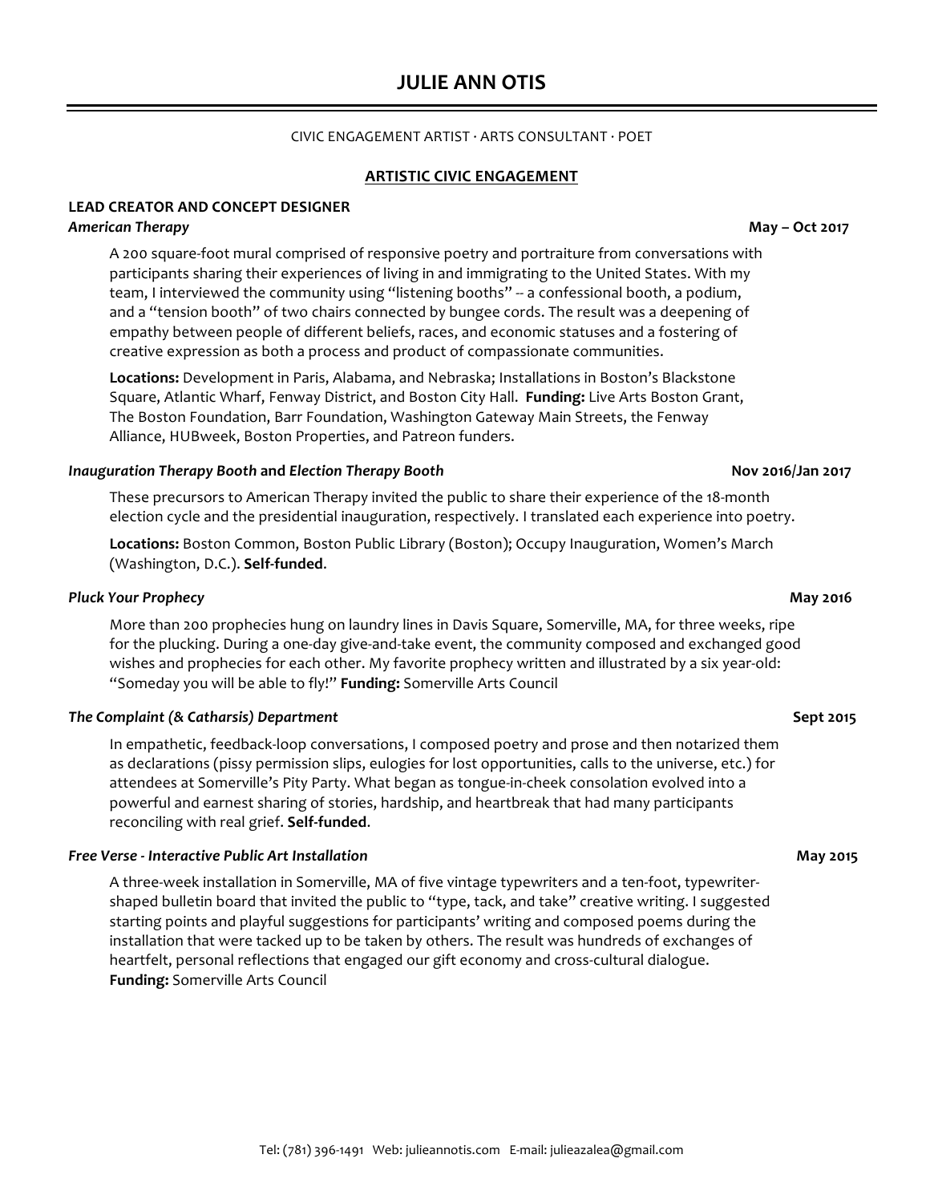# JULIE ANN OTIS

CIVIC ENGAGEMENT ARTIST · ARTS CONSULTANT · POET

## ARTISTIC CIVIC ENGAGEMENT

**LEAD CREATOR AND CONCEPT DESIGNER**

***American Therapy*** **May – Oct 2017**

A 200 square-foot mural comprised of responsive poetry and portraiture from conversations with participants sharing their experiences of living in and immigrating to the United States. With my team, I interviewed the community using "listening booths" -- a confessional booth, a podium, and a "tension booth" of two chairs connected by bungee cords. The result was a deepening of empathy between people of different beliefs, races, and economic statuses and a fostering of creative expression as both a process and product of compassionate communities.

**Locations:** Development in Paris, Alabama, and Nebraska; Installations in Boston's Blackstone Square, Atlantic Wharf, Fenway District, and Boston City Hall. **Funding:** Live Arts Boston Grant, The Boston Foundation, Barr Foundation, Washington Gateway Main Streets, the Fenway Alliance, HUBweek, Boston Properties, and Patreon funders.

***Inauguration Therapy Booth*** **and** ***Election Therapy Booth*** **Nov 2016/Jan 2017**

These precursors to American Therapy invited the public to share their experience of the 18-month election cycle and the presidential inauguration, respectively. I translated each experience into poetry.

**Locations:** Boston Common, Boston Public Library (Boston); Occupy Inauguration, Women's March (Washington, D.C.). **Self-funded**.

***Pluck Your Prophecy*** **May 2016**

More than 200 prophecies hung on laundry lines in Davis Square, Somerville, MA, for three weeks, ripe for the plucking. During a one-day give-and-take event, the community composed and exchanged good wishes and prophecies for each other. My favorite prophecy written and illustrated by a six year-old: "Someday you will be able to fly!" **Funding:** Somerville Arts Council

***The Complaint (& Catharsis) Department*** **Sept 2015**

In empathetic, feedback-loop conversations, I composed poetry and prose and then notarized them as declarations (pissy permission slips, eulogies for lost opportunities, calls to the universe, etc.) for attendees at Somerville's Pity Party. What began as tongue-in-cheek consolation evolved into a powerful and earnest sharing of stories, hardship, and heartbreak that had many participants reconciling with real grief. **Self-funded**.

***Free Verse - Interactive Public Art Installation*** **May 2015**

A three-week installation in Somerville, MA of five vintage typewriters and a ten-foot, typewriter-shaped bulletin board that invited the public to "type, tack, and take" creative writing. I suggested starting points and playful suggestions for participants' writing and composed poems during the installation that were tacked up to be taken by others. The result was hundreds of exchanges of heartfelt, personal reflections that engaged our gift economy and cross-cultural dialogue. **Funding:** Somerville Arts Council

Tel: (781) 396-1491 Web: julieannotis.com E-mail: julieazalea@gmail.com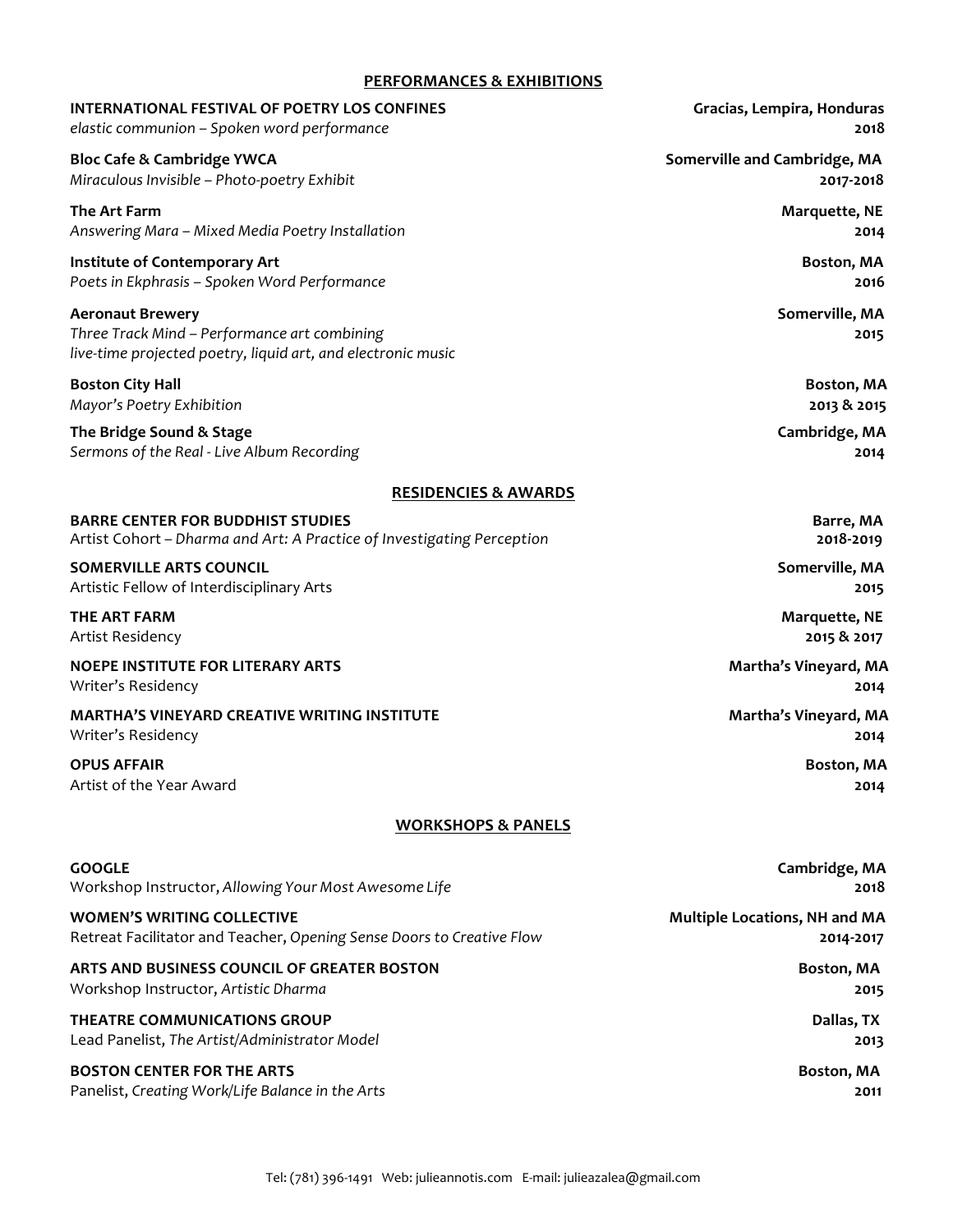## PERFORMANCES & EXHIBITIONS

**INTERNATIONAL FESTIVAL OF POETRY LOS CONFINES** — **Gracias, Lempira, Honduras**
*elastic communion – Spoken word performance* — **2018**

**Bloc Cafe & Cambridge YWCA** — **Somerville and Cambridge, MA**
*Miraculous Invisible – Photo-poetry Exhibit* — **2017-2018**

**The Art Farm** — **Marquette, NE**
*Answering Mara – Mixed Media Poetry Installation* — **2014**

**Institute of Contemporary Art** — **Boston, MA**
*Poets in Ekphrasis – Spoken Word Performance* — **2016**

**Aeronaut Brewery** — **Somerville, MA**
*Three Track Mind – Performance art combining live-time projected poetry, liquid art, and electronic music* — **2015**

**Boston City Hall** — **Boston, MA**
*Mayor's Poetry Exhibition* — **2013 & 2015**

**The Bridge Sound & Stage** — **Cambridge, MA**
*Sermons of the Real - Live Album Recording* — **2014**

## RESIDENCIES & AWARDS

**BARRE CENTER FOR BUDDHIST STUDIES** — **Barre, MA**
Artist Cohort – *Dharma and Art: A Practice of Investigating Perception* — **2018-2019**

**SOMERVILLE ARTS COUNCIL** — **Somerville, MA**
Artistic Fellow of Interdisciplinary Arts — **2015**

**THE ART FARM** — **Marquette, NE**
Artist Residency — **2015 & 2017**

**NOEPE INSTITUTE FOR LITERARY ARTS** — **Martha's Vineyard, MA**
Writer's Residency — **2014**

**MARTHA'S VINEYARD CREATIVE WRITING INSTITUTE** — **Martha's Vineyard, MA**
Writer's Residency — **2014**

**OPUS AFFAIR** — **Boston, MA**
Artist of the Year Award — **2014**

## WORKSHOPS & PANELS

**GOOGLE** — **Cambridge, MA**
Workshop Instructor, *Allowing Your Most Awesome Life* — **2018**

**WOMEN'S WRITING COLLECTIVE** — **Multiple Locations, NH and MA**
Retreat Facilitator and Teacher, *Opening Sense Doors to Creative Flow* — **2014-2017**

**ARTS AND BUSINESS COUNCIL OF GREATER BOSTON** — **Boston, MA**
Workshop Instructor, *Artistic Dharma* — **2015**

**THEATRE COMMUNICATIONS GROUP** — **Dallas, TX**
Lead Panelist, *The Artist/Administrator Model* — **2013**

**BOSTON CENTER FOR THE ARTS** — **Boston, MA**
Panelist, *Creating Work/Life Balance in the Arts* — **2011**

Tel: (781) 396-1491 Web: julieannotis.com E-mail: julieazalea@gmail.com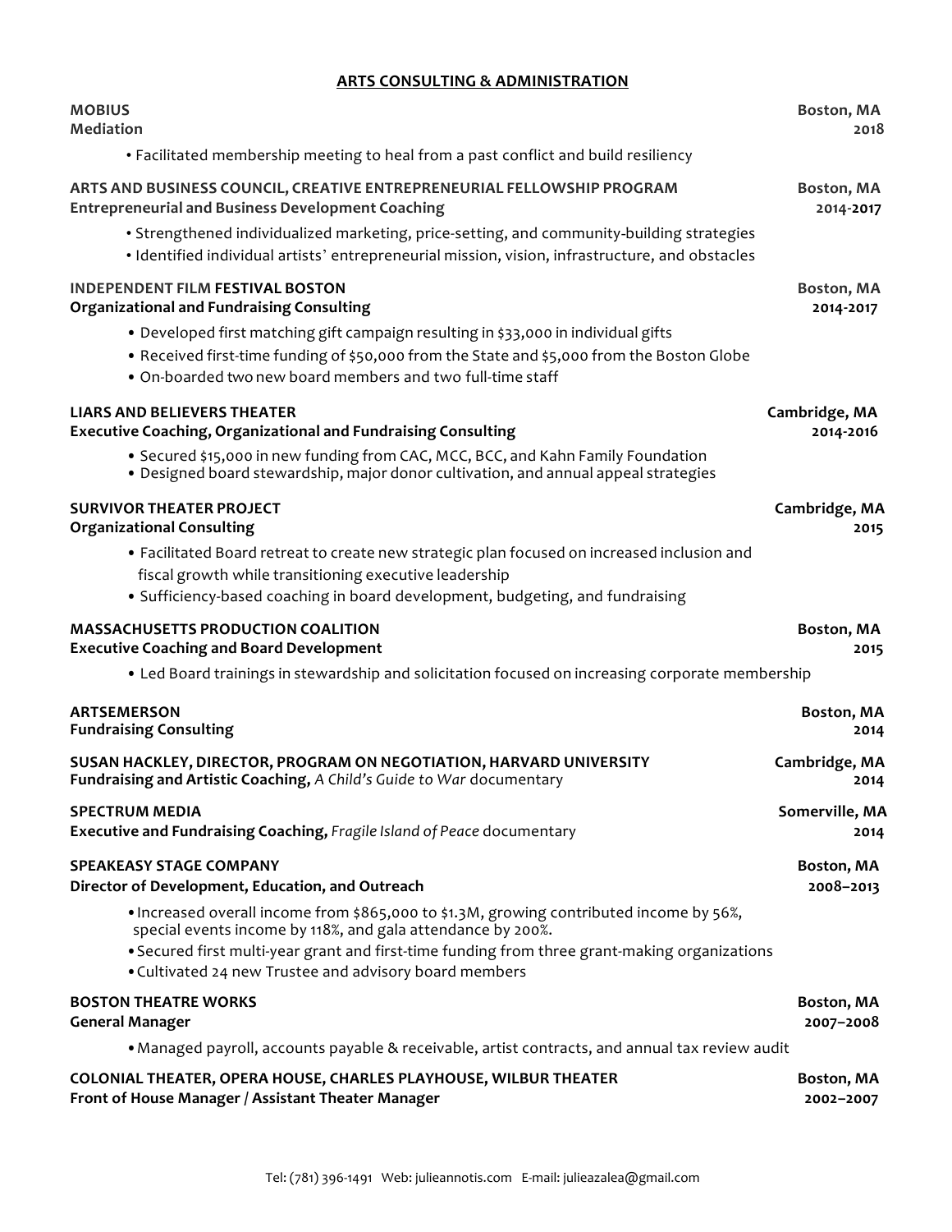## ARTS CONSULTING & ADMINISTRATION

**MOBIUS** — Boston, MA
**Mediation** — 2018

- Facilitated membership meeting to heal from a past conflict and build resiliency

**ARTS AND BUSINESS COUNCIL, CREATIVE ENTREPRENEURIAL FELLOWSHIP PROGRAM** — Boston, MA
**Entrepreneurial and Business Development Coaching** — 2014-2017

- Strengthened individualized marketing, price-setting, and community-building strategies
- Identified individual artists' entrepreneurial mission, vision, infrastructure, and obstacles

**INDEPENDENT FILM FESTIVAL BOSTON** — Boston, MA
**Organizational and Fundraising Consulting** — 2014-2017

- Developed first matching gift campaign resulting in $33,000 in individual gifts
- Received first-time funding of $50,000 from the State and $5,000 from the Boston Globe
- On-boarded two new board members and two full-time staff

**LIARS AND BELIEVERS THEATER** — Cambridge, MA
**Executive Coaching, Organizational and Fundraising Consulting** — 2014-2016

- Secured $15,000 in new funding from CAC, MCC, BCC, and Kahn Family Foundation
- Designed board stewardship, major donor cultivation, and annual appeal strategies

**SURVIVOR THEATER PROJECT** — Cambridge, MA
**Organizational Consulting** — 2015

- Facilitated Board retreat to create new strategic plan focused on increased inclusion and fiscal growth while transitioning executive leadership
- Sufficiency-based coaching in board development, budgeting, and fundraising

**MASSACHUSETTS PRODUCTION COALITION** — Boston, MA
**Executive Coaching and Board Development** — 2015

- Led Board trainings in stewardship and solicitation focused on increasing corporate membership

**ARTSEMERSON** — Boston, MA
**Fundraising Consulting** — 2014

**SUSAN HACKLEY, DIRECTOR, PROGRAM ON NEGOTIATION, HARVARD UNIVERSITY** — Cambridge, MA
**Fundraising and Artistic Coaching,** *A Child's Guide to War* documentary — 2014

**SPECTRUM MEDIA** — Somerville, MA
**Executive and Fundraising Coaching,** *Fragile Island of Peace* documentary — 2014

**SPEAKEASY STAGE COMPANY** — Boston, MA
**Director of Development, Education, and Outreach** — 2008–2013

- Increased overall income from $865,000 to $1.3M, growing contributed income by 56%, special events income by 118%, and gala attendance by 200%.
- Secured first multi-year grant and first-time funding from three grant-making organizations
- Cultivated 24 new Trustee and advisory board members

**BOSTON THEATRE WORKS** — Boston, MA
**General Manager** — 2007–2008

- Managed payroll, accounts payable & receivable, artist contracts, and annual tax review audit

**COLONIAL THEATER, OPERA HOUSE, CHARLES PLAYHOUSE, WILBUR THEATER** — Boston, MA
**Front of House Manager / Assistant Theater Manager** — 2002–2007

Tel: (781) 396-1491 Web: julieannotis.com E-mail: julieazalea@gmail.com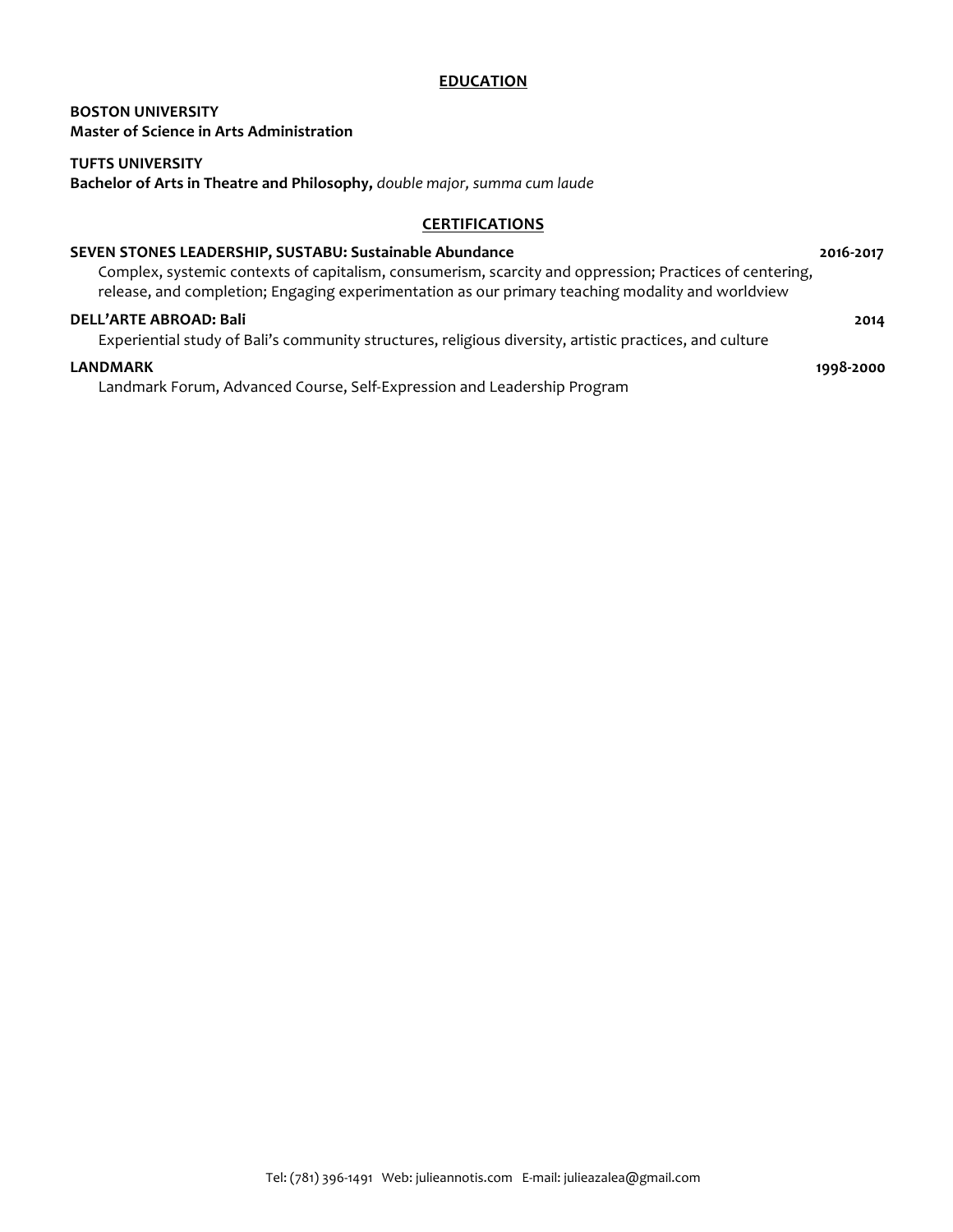## EDUCATION

**BOSTON UNIVERSITY**
**Master of Science in Arts Administration**

**TUFTS UNIVERSITY**
**Bachelor of Arts in Theatre and Philosophy,** *double major, summa cum laude*

## CERTIFICATIONS

**SEVEN STONES LEADERSHIP, SUSTABU: Sustainable Abundance** **2016-2017**
Complex, systemic contexts of capitalism, consumerism, scarcity and oppression; Practices of centering, release, and completion; Engaging experimentation as our primary teaching modality and worldview

**DELL'ARTE ABROAD: Bali** **2014**
Experiential study of Bali's community structures, religious diversity, artistic practices, and culture

**LANDMARK** **1998-2000**
Landmark Forum, Advanced Course, Self-Expression and Leadership Program

Tel: (781) 396-1491 Web: julieannotis.com E-mail: julieazalea@gmail.com